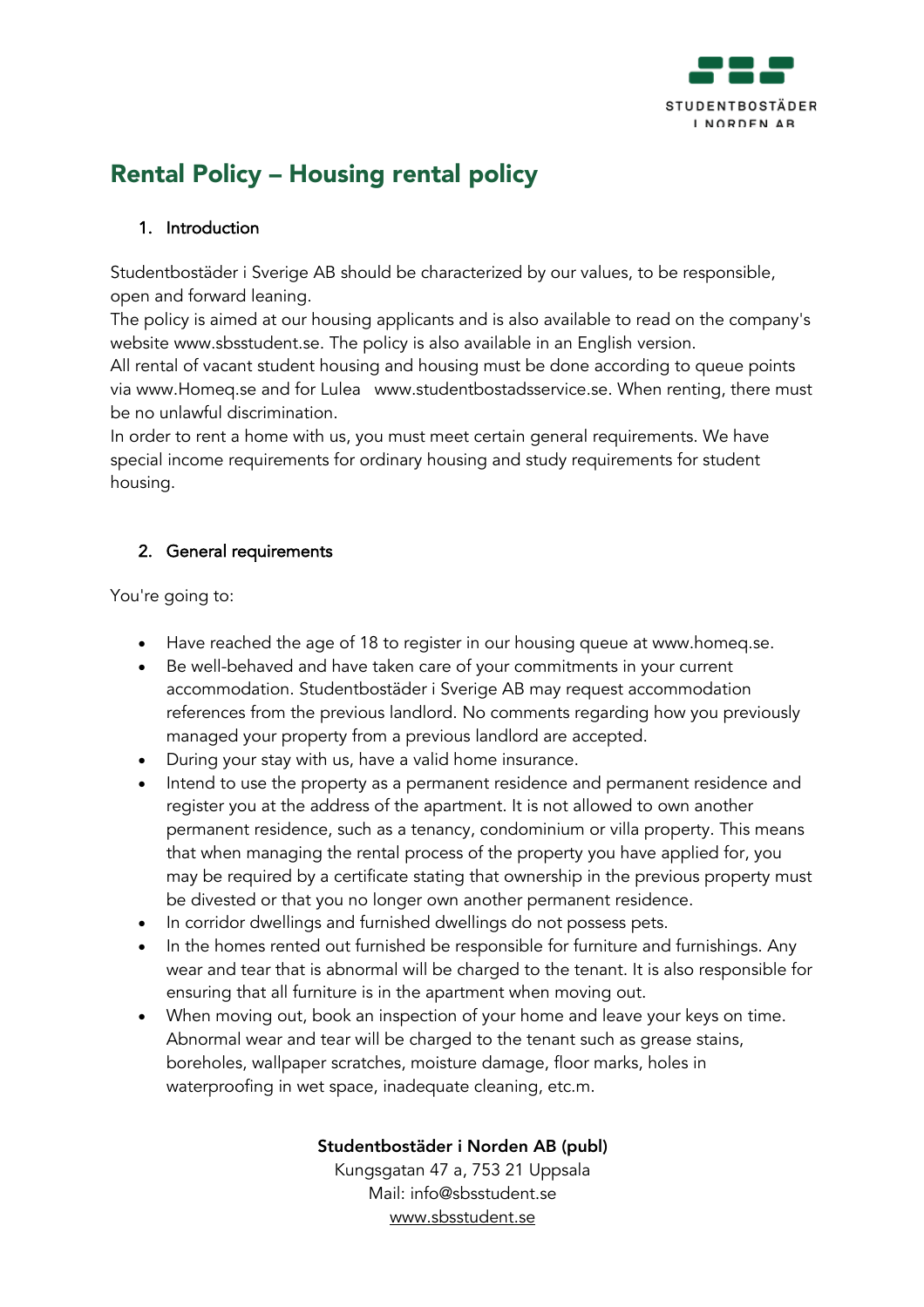# Rental Policy – Housing rental policy

## 1. Introduction

Studentbostäder i Sverige AB should be characterized by our values, to be responsible, open and forward leaning.

The policy is aimed at our housing applicants and is also available to read on the company's website www.sbsstudent.se. The policy is also available in an English version.

All rental of vacant student housing and housing must be done according to queue points via www.Homeq.se and for Lulea www.studentbostadsservice.se. When renting, there must be no unlawful discrimination.

In order to rent a home with us, you must meet certain general requirements. We have special income requirements for ordinary housing and study requirements for student housing.

## 2. General requirements

You're going to:

- Have reached the age of 18 to register in our housing queue at www.homeq.se.
- Be well-behaved and have taken care of your commitments in your current accommodation. Studentbostäder i Sverige AB may request accommodation references from the previous landlord. No comments regarding how you previously managed your property from a previous landlord are accepted.
- During your stay with us, have a valid home insurance.
- Intend to use the property as a permanent residence and permanent residence and register you at the address of the apartment. It is not allowed to own another permanent residence, such as a tenancy, condominium or villa property. This means that when managing the rental process of the property you have applied for, you may be required by a certificate stating that ownership in the previous property must be divested or that you no longer own another permanent residence.
- In corridor dwellings and furnished dwellings do not possess pets.
- In the homes rented out furnished be responsible for furniture and furnishings. Any wear and tear that is abnormal will be charged to the tenant. It is also responsible for ensuring that all furniture is in the apartment when moving out.
- When moving out, book an inspection of your home and leave your keys on time. Abnormal wear and tear will be charged to the tenant such as grease stains, boreholes, wallpaper scratches, moisture damage, floor marks, holes in waterproofing in wet space, inadequate cleaning, etc.m.

**Studentbostäder i Norden AB (publ)**
Kungsgatan 47 a, 753 21 Uppsala
Mail: info@sbsstudent.se
www.sbsstudent.se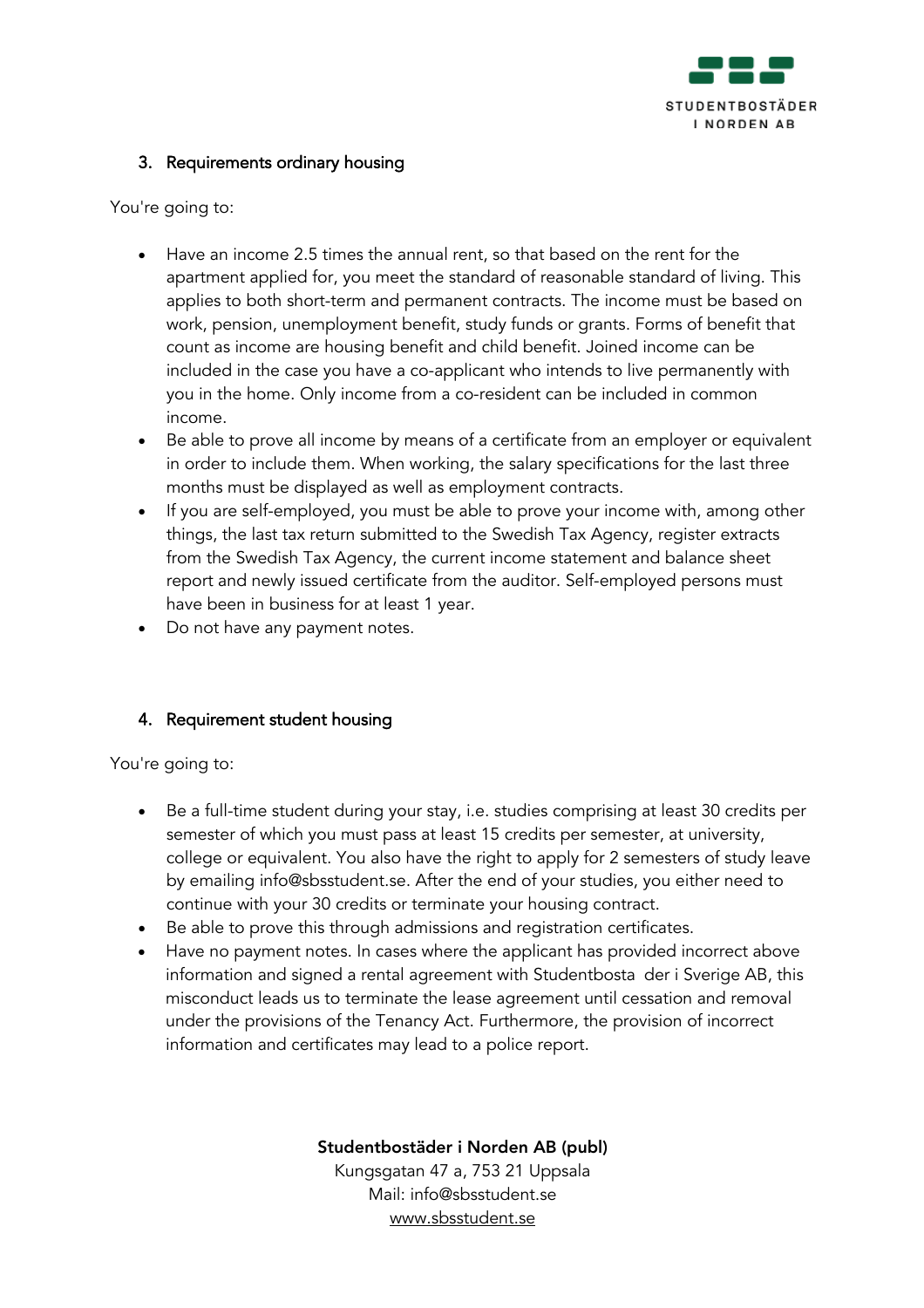### 3. Requirements ordinary housing

You're going to:

- Have an income 2.5 times the annual rent, so that based on the rent for the apartment applied for, you meet the standard of reasonable standard of living. This applies to both short-term and permanent contracts. The income must be based on work, pension, unemployment benefit, study funds or grants. Forms of benefit that count as income are housing benefit and child benefit. Joined income can be included in the case you have a co-applicant who intends to live permanently with you in the home. Only income from a co-resident can be included in common income.
- Be able to prove all income by means of a certificate from an employer or equivalent in order to include them. When working, the salary specifications for the last three months must be displayed as well as employment contracts.
- If you are self-employed, you must be able to prove your income with, among other things, the last tax return submitted to the Swedish Tax Agency, register extracts from the Swedish Tax Agency, the current income statement and balance sheet report and newly issued certificate from the auditor. Self-employed persons must have been in business for at least 1 year.
- Do not have any payment notes.

### 4. Requirement student housing

You're going to:

- Be a full-time student during your stay, i.e. studies comprising at least 30 credits per semester of which you must pass at least 15 credits per semester, at university, college or equivalent. You also have the right to apply for 2 semesters of study leave by emailing info@sbsstudent.se. After the end of your studies, you either need to continue with your 30 credits or terminate your housing contract.
- Be able to prove this through admissions and registration certificates.
- Have no payment notes. In cases where the applicant has provided incorrect above information and signed a rental agreement with Studentbosta der i Sverige AB, this misconduct leads us to terminate the lease agreement until cessation and removal under the provisions of the Tenancy Act. Furthermore, the provision of incorrect information and certificates may lead to a police report.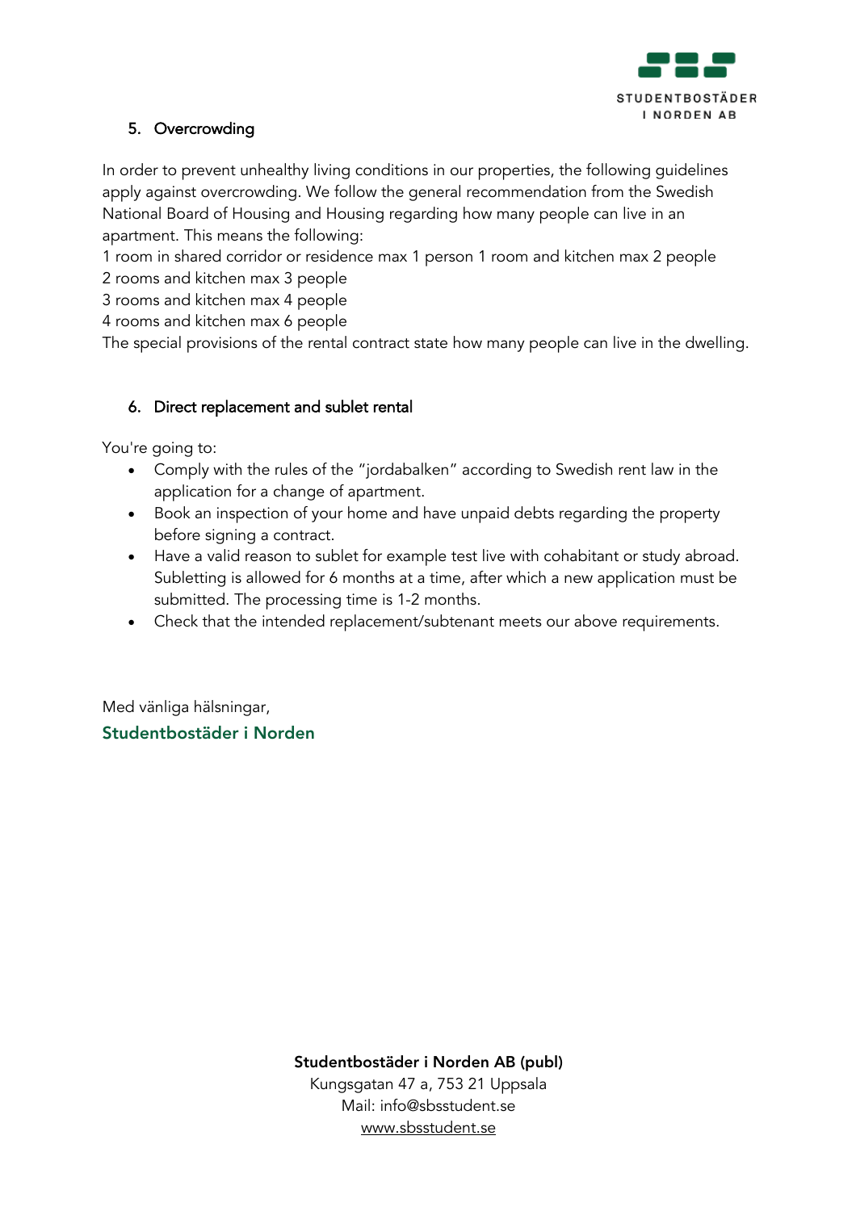## 5. Overcrowding

In order to prevent unhealthy living conditions in our properties, the following guidelines apply against overcrowding. We follow the general recommendation from the Swedish National Board of Housing and Housing regarding how many people can live in an apartment. This means the following:
1 room in shared corridor or residence max 1 person 1 room and kitchen max 2 people
2 rooms and kitchen max 3 people
3 rooms and kitchen max 4 people
4 rooms and kitchen max 6 people
The special provisions of the rental contract state how many people can live in the dwelling.

## 6. Direct replacement and sublet rental

You're going to:

- Comply with the rules of the "jordabalken" according to Swedish rent law in the application for a change of apartment.
- Book an inspection of your home and have unpaid debts regarding the property before signing a contract.
- Have a valid reason to sublet for example test live with cohabitant or study abroad. Subletting is allowed for 6 months at a time, after which a new application must be submitted. The processing time is 1-2 months.
- Check that the intended replacement/subtenant meets our above requirements.

Med vänliga hälsningar,
**Studentbostäder i Norden**

**Studentbostäder i Norden AB (publ)**
Kungsgatan 47 a, 753 21 Uppsala
Mail: info@sbsstudent.se
www.sbsstudent.se